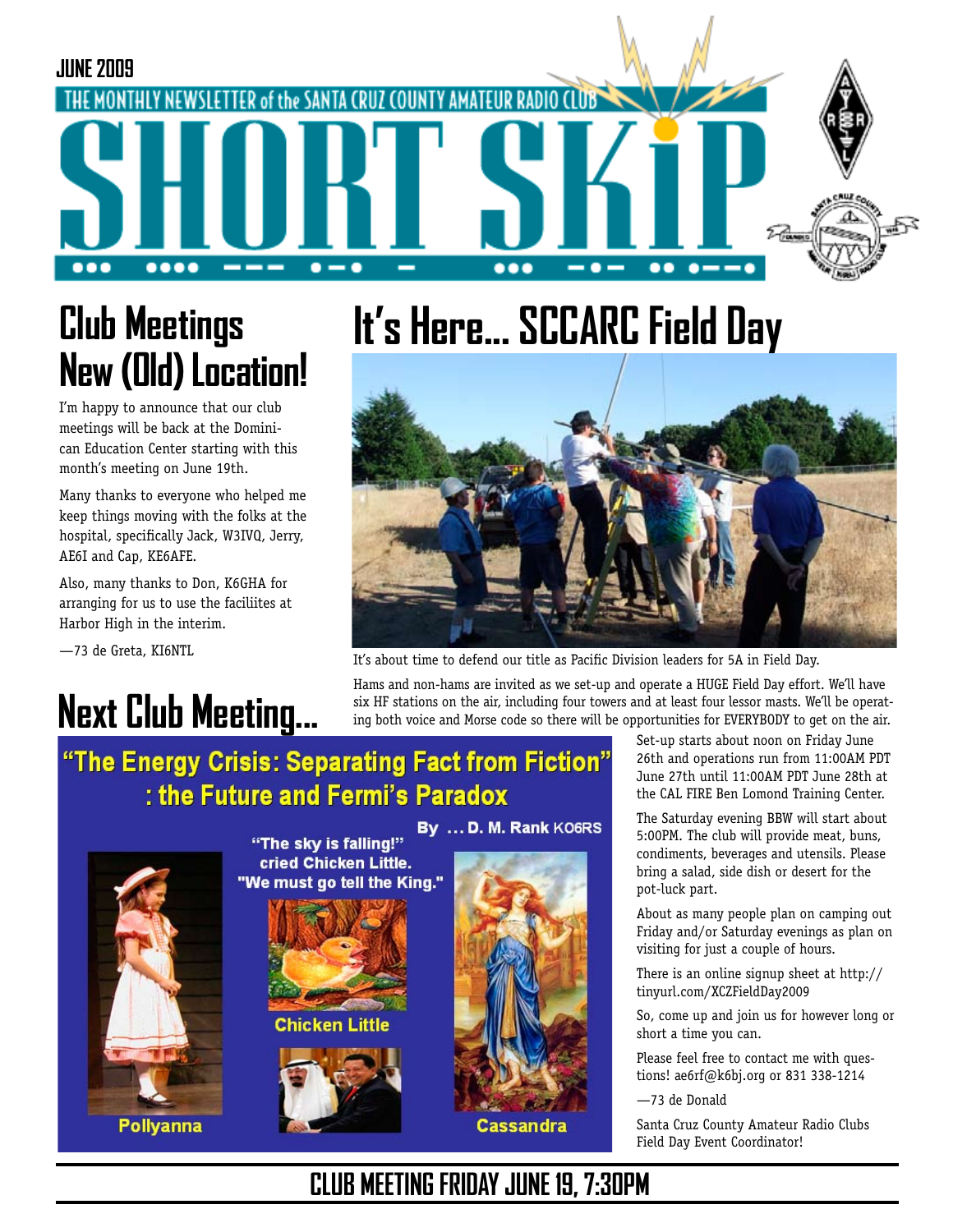JUNE 2009

THE MONTHLY NEWSLETTER of the SANTA CRUZ COUNTY AMATEUR RADIO CLUB

# SHORT SKiP

## Club Meetings New (Old) Location!

I'm happy to announce that our club meetings will be back at the Dominican Education Center starting with this month's meeting on June 19th.

Many thanks to everyone who helped me keep things moving with the folks at the hospital, specifically Jack, W3IVQ, Jerry, AE6I and Cap, KE6AFE.

Also, many thanks to Don, K6GHA for arranging for us to use the faciliites at Harbor High in the interim.

—73 de Greta, KI6NTL

## Next Club Meeting...

**"The Energy Crisis: Separating Fact from Fiction" : the Future and Fermi's Paradox**

By ... D. M. Rank KO6RS

"The sky is falling!" cried Chicken Little. "We must go tell the King."

Pollyanna

Chicken Little

Cassandra

## It's Here... SCCARC Field Day

It's about time to defend our title as Pacific Division leaders for 5A in Field Day.

Hams and non-hams are invited as we set-up and operate a HUGE Field Day effort. We'll have six HF stations on the air, including four towers and at least four lessor masts. We'll be operating both voice and Morse code so there will be opportunities for EVERYBODY to get on the air.

Set-up starts about noon on Friday June 26th and operations run from 11:00AM PDT June 27th until 11:00AM PDT June 28th at the CAL FIRE Ben Lomond Training Center.

The Saturday evening BBW will start about 5:00PM. The club will provide meat, buns, condiments, beverages and utensils. Please bring a salad, side dish or desert for the pot-luck part.

About as many people plan on camping out Friday and/or Saturday evenings as plan on visiting for just a couple of hours.

There is an online signup sheet at http://tinyurl.com/XCZFieldDay2009

So, come up and join us for however long or short a time you can.

Please feel free to contact me with questions! ae6rf@k6bj.org or 831 338-1214

—73 de Donald

Santa Cruz County Amateur Radio Clubs Field Day Event Coordinator!

**CLUB MEETING FRIDAY JUNE 19, 7:30PM**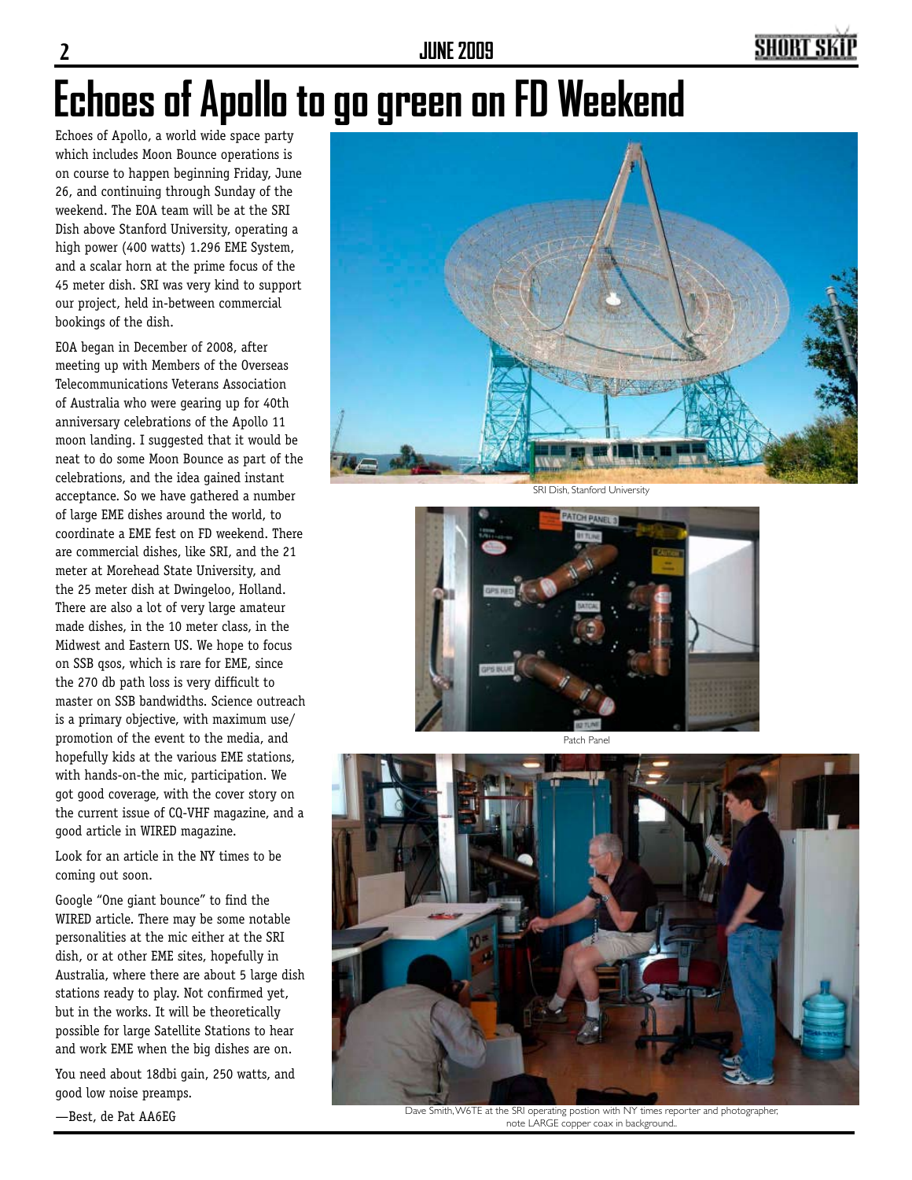# Echoes of Apollo to go green on FD Weekend

Echoes of Apollo, a world wide space party which includes Moon Bounce operations is on course to happen beginning Friday, June 26, and continuing through Sunday of the weekend. The EOA team will be at the SRI Dish above Stanford University, operating a high power (400 watts) 1.296 EME System, and a scalar horn at the prime focus of the 45 meter dish. SRI was very kind to support our project, held in-between commercial bookings of the dish.

EOA began in December of 2008, after meeting up with Members of the Overseas Telecommunications Veterans Association of Australia who were gearing up for 40th anniversary celebrations of the Apollo 11 moon landing. I suggested that it would be neat to do some Moon Bounce as part of the celebrations, and the idea gained instant acceptance. So we have gathered a number of large EME dishes around the world, to coordinate a EME fest on FD weekend. There are commercial dishes, like SRI, and the 21 meter at Morehead State University, and the 25 meter dish at Dwingeloo, Holland. There are also a lot of very large amateur made dishes, in the 10 meter class, in the Midwest and Eastern US. We hope to focus on SSB qsos, which is rare for EME, since the 270 db path loss is very difficult to master on SSB bandwidths. Science outreach is a primary objective, with maximum use/promotion of the event to the media, and hopefully kids at the various EME stations, with hands-on-the mic, participation. We got good coverage, with the cover story on the current issue of CQ-VHF magazine, and a good article in WIRED magazine.

Look for an article in the NY times to be coming out soon.

Google "One giant bounce" to find the WIRED article. There may be some notable personalities at the mic either at the SRI dish, or at other EME sites, hopefully in Australia, where there are about 5 large dish stations ready to play. Not confirmed yet, but in the works. It will be theoretically possible for large Satellite Stations to hear and work EME when the big dishes are on.

You need about 18dbi gain, 250 watts, and good low noise preamps.

—Best, de Pat AA6EG

SRI Dish, Stanford University

Patch Panel

Dave Smith, W6TE at the SRI operating postion with NY times reporter and photographer, note LARGE copper coax in background..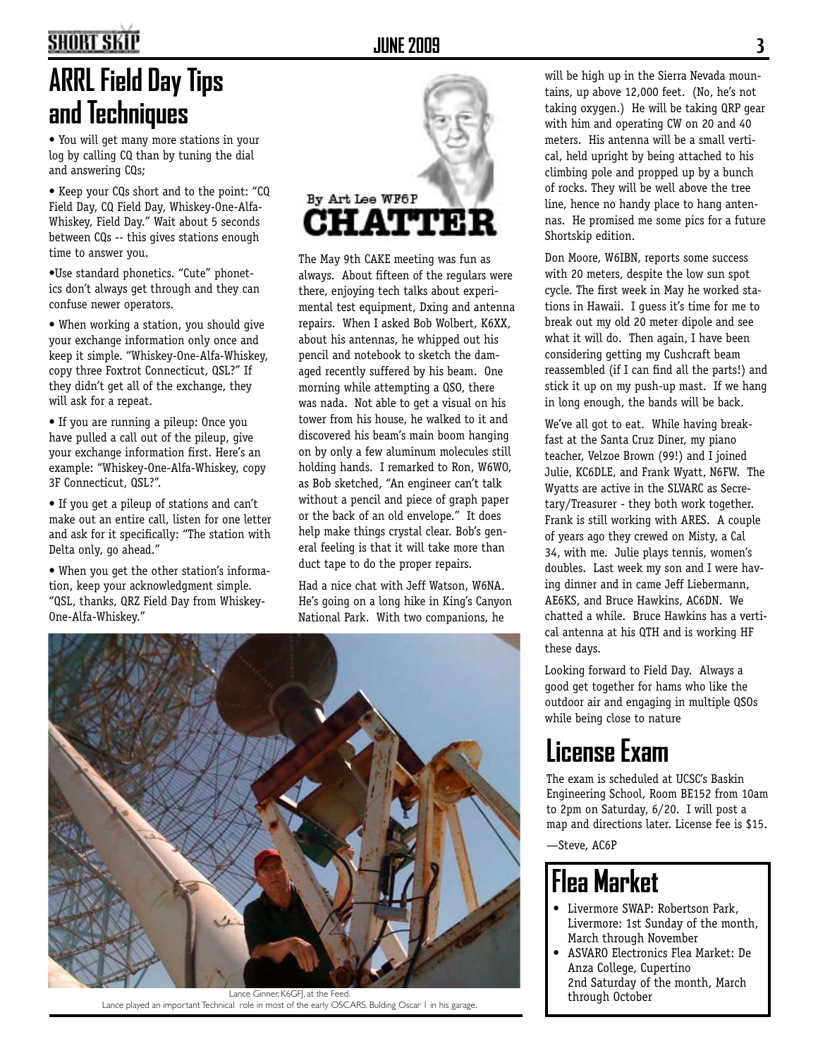## ARRL Field Day Tips and Techniques

• You will get many more stations in your log by calling CQ than by tuning the dial and answering CQs;

• Keep your CQs short and to the point: "CQ Field Day, CQ Field Day, Whiskey-One-Alfa-Whiskey, Field Day." Wait about 5 seconds between CQs -- this gives stations enough time to answer you.

•Use standard phonetics. "Cute" phonetics don't always get through and they can confuse newer operators.

• When working a station, you should give your exchange information only once and keep it simple. "Whiskey-One-Alfa-Whiskey, copy three Foxtrot Connecticut, QSL?" If they didn't get all of the exchange, they will ask for a repeat.

• If you are running a pileup: Once you have pulled a call out of the pileup, give your exchange information first. Here's an example: "Whiskey-One-Alfa-Whiskey, copy 3F Connecticut, QSL?".

• If you get a pileup of stations and can't make out an entire call, listen for one letter and ask for it specifically: "The station with Delta only, go ahead."

• When you get the other station's information, keep your acknowledgment simple. "QSL, thanks, QRZ Field Day from Whiskey-One-Alfa-Whiskey."

## CHATTER

By Art Lee WF6P

The May 9th CAKE meeting was fun as always. About fifteen of the regulars were there, enjoying tech talks about experimental test equipment, Dxing and antenna repairs. When I asked Bob Wolbert, K6XX, about his antennas, he whipped out his pencil and notebook to sketch the damaged recently suffered by his beam. One morning while attempting a QSO, there was nada. Not able to get a visual on his tower from his house, he walked to it and discovered his beam's main boom hanging on by only a few aluminum molecules still holding hands. I remarked to Ron, W6WO, as Bob sketched, "An engineer can't talk without a pencil and piece of graph paper or the back of an old envelope." It does help make things crystal clear. Bob's general feeling is that it will take more than duct tape to do the proper repairs.

Had a nice chat with Jeff Watson, W6NA. He's going on a long hike in King's Canyon National Park. With two companions, he will be high up in the Sierra Nevada mountains, up above 12,000 feet. (No, he's not taking oxygen.) He will be taking QRP gear with him and operating CW on 20 and 40 meters. His antenna will be a small vertical, held upright by being attached to his climbing pole and propped up by a bunch of rocks. They will be well above the tree line, hence no handy place to hang antennas. He promised me some pics for a future Shortskip edition.

Don Moore, W6IBN, reports some success with 20 meters, despite the low sun spot cycle. The first week in May he worked stations in Hawaii. I guess it's time for me to break out my old 20 meter dipole and see what it will do. Then again, I have been considering getting my Cushcraft beam reassembled (if I can find all the parts!) and stick it up on my push-up mast. If we hang in long enough, the bands will be back.

We've all got to eat. While having breakfast at the Santa Cruz Diner, my piano teacher, Velzoe Brown (99!) and I joined Julie, KC6DLE, and Frank Wyatt, N6FW. The Wyatts are active in the SLVARC as Secretary/Treasurer - they both work together. Frank is still working with ARES. A couple of years ago they crewed on Misty, a Cal 34, with me. Julie plays tennis, women's doubles. Last week my son and I were having dinner and in came Jeff Liebermann, AE6KS, and Bruce Hawkins, AC6DN. We chatted a while. Bruce Hawkins has a vertical antenna at his QTH and is working HF these days.

Looking forward to Field Day. Always a good get together for hams who like the outdoor air and engaging in multiple QSOs while being close to nature

Lance Ginner, K6GFJ, at the Feed.
Lance played an important Technical role in most of the early OSCARS. Bulding Oscar 1 in his garage.

## License Exam

The exam is scheduled at UCSC's Baskin Engineering School, Room BE152 from 10am to 2pm on Saturday, 6/20. I will post a map and directions later. License fee is $15.

—Steve, AC6P

## Flea Market

- Livermore SWAP: Robertson Park, Livermore: 1st Sunday of the month, March through November
- ASVARO Electronics Flea Market: De Anza College, Cupertino 2nd Saturday of the month, March through October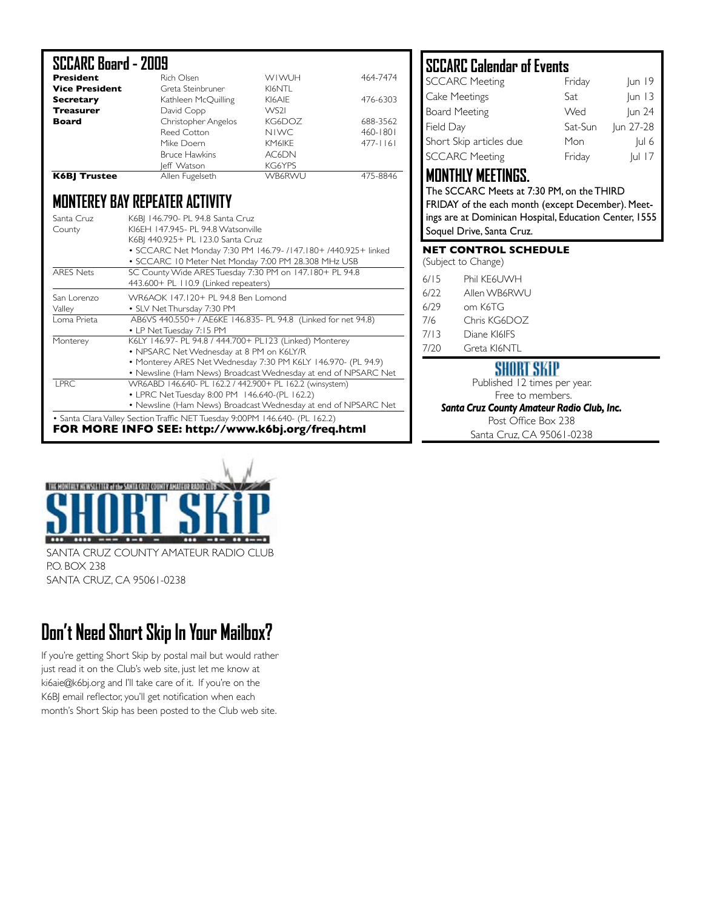## SCCARC Board - 2009

| | | | |
|---|---|---|---|
| **President** | Rich Olsen | W1WUH | 464-7474 |
| **Vice President** | Greta Steinbruner | KI6NTL | |
| **Secretary** | Kathleen McQuilling | KI6AIE | 476-6303 |
| **Treasurer** | David Copp | WS2I | |
| **Board** | Christopher Angelos | KG6DOZ | 688-3562 |
| | Reed Cotton | N1WC | 460-1801 |
| | Mike Doern | KM6IKE | 477-1161 |
| | Bruce Hawkins | AC6DN | |
| | Jeff Watson | KG6YPS | |
| **K6BJ Trustee** | Allen Fugelseth | WB6RWU | 475-8846 |

## MONTEREY BAY REPEATER ACTIVITY

| | |
|---|---|
| Santa Cruz County | K6BJ 146.790- PL 94.8 Santa Cruz<br>KI6EH 147.945- PL 94.8 Watsonville<br>K6BJ 440.925+ PL 123.0 Santa Cruz<br>• SCCARC Net Monday 7:30 PM 146.79- /147.180+ /440.925+ linked<br>• SCCARC 10 Meter Net Monday 7:00 PM 28.308 MHz USB |
| ARES Nets | SC County Wide ARES Tuesday 7:30 PM on 147.180+ PL 94.8<br>443.600+ PL 110.9 (Linked repeaters) |
| San Lorenzo Valley | WR6AOK 147.120+ PL 94.8 Ben Lomond<br>• SLV Net Thursday 7:30 PM |
| Loma Prieta | AB6VS 440.550+ / AE6KE 146.835- PL 94.8 (Linked for net 94.8)<br>• LP Net Tuesday 7:15 PM |
| Monterey | K6LY 146.97- PL 94.8 / 444.700+ PL123 (Linked) Monterey<br>• NPSARC Net Wednesday at 8 PM on K6LY/R<br>• Monterey ARES Net Wednesday 7:30 PM K6LY 146.970- (PL 94.9)<br>• Newsline (Ham News) Broadcast Wednesday at end of NPSARC Net |
| LPRC | WR6ABD 146.640- PL 162.2 / 442.900+ PL 162.2 (winsystem)<br>• LPRC Net Tuesday 8:00 PM 146.640-(PL 162.2)<br>• Newsline (Ham News) Broadcast Wednesday at end of NPSARC Net |

• Santa Clara Valley Section Traffic NET Tuesday 9:00PM 146.640- (PL 162.2)

**FOR MORE INFO SEE: http://www.k6bj.org/freq.html**

## SCCARC Calendar of Events

| | | |
|---|---|---|
| SCCARC Meeting | Friday | Jun 19 |
| Cake Meetings | Sat | Jun 13 |
| Board Meeting | Wed | Jun 24 |
| Field Day | Sat-Sun | Jun 27-28 |
| Short Skip articles due | Mon | Jul 6 |
| SCCARC Meeting | Friday | Jul 17 |

## MONTHLY MEETINGS.

The SCCARC Meets at 7:30 PM, on the THIRD FRIDAY of the each month (except December). Meetings are at Dominican Hospital, Education Center, 1555 Soquel Drive, Santa Cruz.

### NET CONTROL SCHEDULE

(Subject to Change)

| | |
|---|---|
| 6/15 | Phil KE6UWH |
| 6/22 | Allen WB6RWU |
| 6/29 | om K6TG |
| 7/6 | Chris KG6DOZ |
| 7/13 | Diane KI6IFS |
| 7/20 | Greta KI6NTL |

### SHORT SKIP

Published 12 times per year.
Free to members.

***Santa Cruz County Amateur Radio Club, Inc.***

Post Office Box 238
Santa Cruz, CA 95061-0238

THE MONTHLY NEWSLETTER of the SANTA CRUZ COUNTY AMATEUR RADIO CLUB

SHORT SKIP

SANTA CRUZ COUNTY AMATEUR RADIO CLUB
P.O. BOX 238
SANTA CRUZ, CA 95061-0238

## Don't Need Short Skip In Your Mailbox?

If you're getting Short Skip by postal mail but would rather just read it on the Club's web site, just let me know at ki6aie@k6bj.org and I'll take care of it. If you're on the K6BJ email reflector, you'll get notification when each month's Short Skip has been posted to the Club web site.